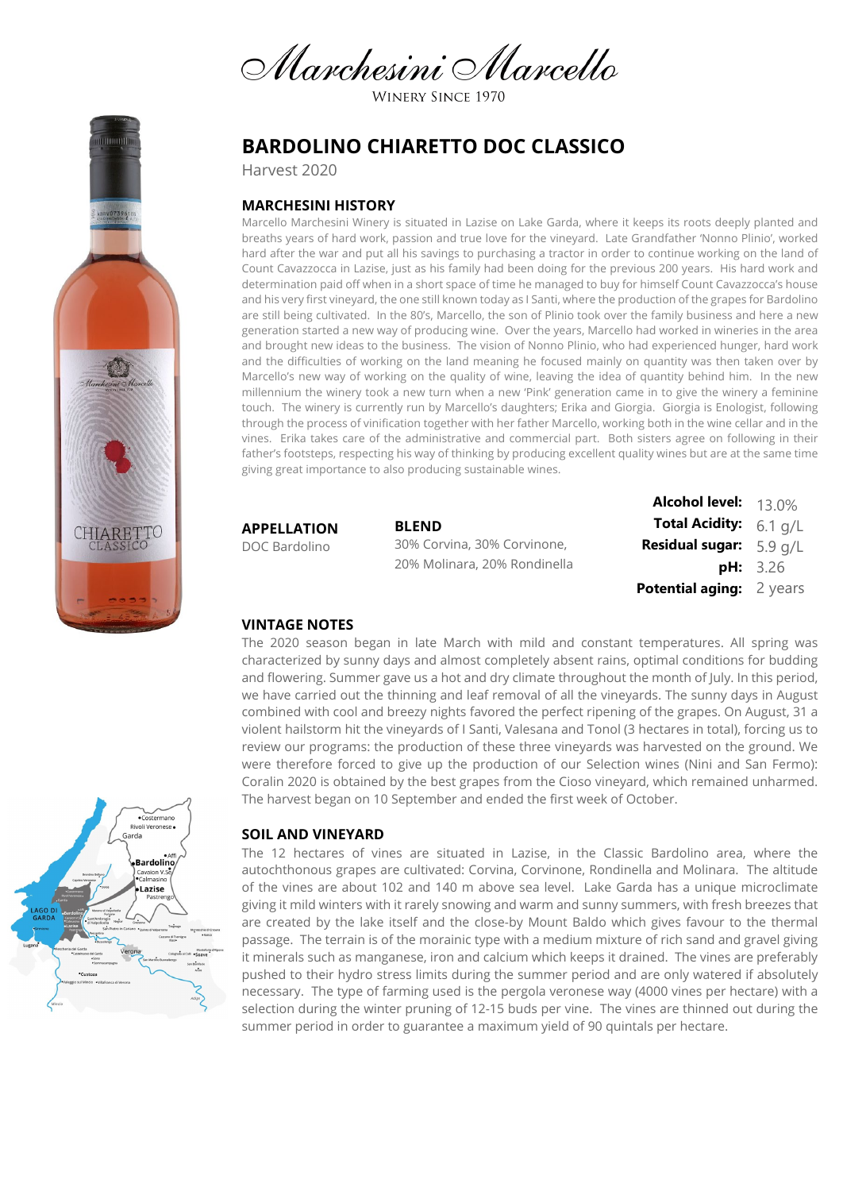# Marchesini Marcello

WINERY SINCE 1970

## BARDOLINO CHIARETTO DOC CLASSICO

Harvest 2020

### MARCHESINI HISTORY

Marcello Marchesini Winery is situated in Lazise on Lake Garda, where it keeps its roots deeply planted and breaths years of hard work, passion and true love for the vineyard. Late Grandfather 'Nonno Plinio', worked hard after the war and put all his savings to purchasing a tractor in order to continue working on the land of Count Cavazzocca in Lazise, just as his family had been doing for the previous 200 years. His hard work and determination paid off when in a short space of time he managed to buy for himself Count Cavazzocca's house and his very first vineyard, the one still known today as I Santi, where the production of the grapes for Bardolino are still being cultivated. In the 80's, Marcello, the son of Plinio took over the family business and here a new generation started a new way of producing wine. Over the years, Marcello had worked in wineries in the area and brought new ideas to the business. The vision of Nonno Plinio, who had experienced hunger, hard work and the difficulties of working on the land meaning he focused mainly on quantity was then taken over by Marcello's new way of working on the quality of wine, leaving the idea of quantity behind him. In the new millennium the winery took a new turn when a new 'Pink' generation came in to give the winery a feminine touch. The winery is currently run by Marcello's daughters; Erika and Giorgia. Giorgia is Enologist, following through the process of vinification together with her father Marcello, working both in the wine cellar and in the vines. Erika takes care of the administrative and commercial part. Both sisters agree on following in their father's footsteps, respecting his way of thinking by producing excellent quality wines but are at the same time giving great importance to also producing sustainable wines.

**APPELLATION**
DOC Bardolino

**BLEND**
30% Corvina, 30% Corvinone, 20% Molinara, 20% Rondinella

**Alcohol level:** 13.0%
**Total Acidity:** 6.1 g/L
**Residual sugar:** 5.9 g/L
**pH:** 3.26
**Potential aging:** 2 years

### VINTAGE NOTES

The 2020 season began in late March with mild and constant temperatures. All spring was characterized by sunny days and almost completely absent rains, optimal conditions for budding and flowering. Summer gave us a hot and dry climate throughout the month of July. In this period, we have carried out the thinning and leaf removal of all the vineyards. The sunny days in August combined with cool and breezy nights favored the perfect ripening of the grapes. On August, 31 a violent hailstorm hit the vineyards of I Santi, Valesana and Tonol (3 hectares in total), forcing us to review our programs: the production of these three vineyards was harvested on the ground. We were therefore forced to give up the production of our Selection wines (Nini and San Fermo): Coralin 2020 is obtained by the best grapes from the Cioso vineyard, which remained unharmed. The harvest began on 10 September and ended the first week of October.

### SOIL AND VINEYARD

The 12 hectares of vines are situated in Lazise, in the Classic Bardolino area, where the autochthonous grapes are cultivated: Corvina, Corvinone, Rondinella and Molinara. The altitude of the vines are about 102 and 140 m above sea level. Lake Garda has a unique microclimate giving it mild winters with it rarely snowing and warm and sunny summers, with fresh breezes that are created by the lake itself and the close-by Mount Baldo which gives favour to the thermal passage. The terrain is of the morainic type with a medium mixture of rich sand and gravel giving it minerals such as manganese, iron and calcium which keeps it drained. The vines are preferably pushed to their hydro stress limits during the summer period and are only watered if absolutely necessary. The type of farming used is the pergola veronese way (4000 vines per hectare) with a selection during the winter pruning of 12-15 buds per vine. The vines are thinned out during the summer period in order to guarantee a maximum yield of 90 quintals per hectare.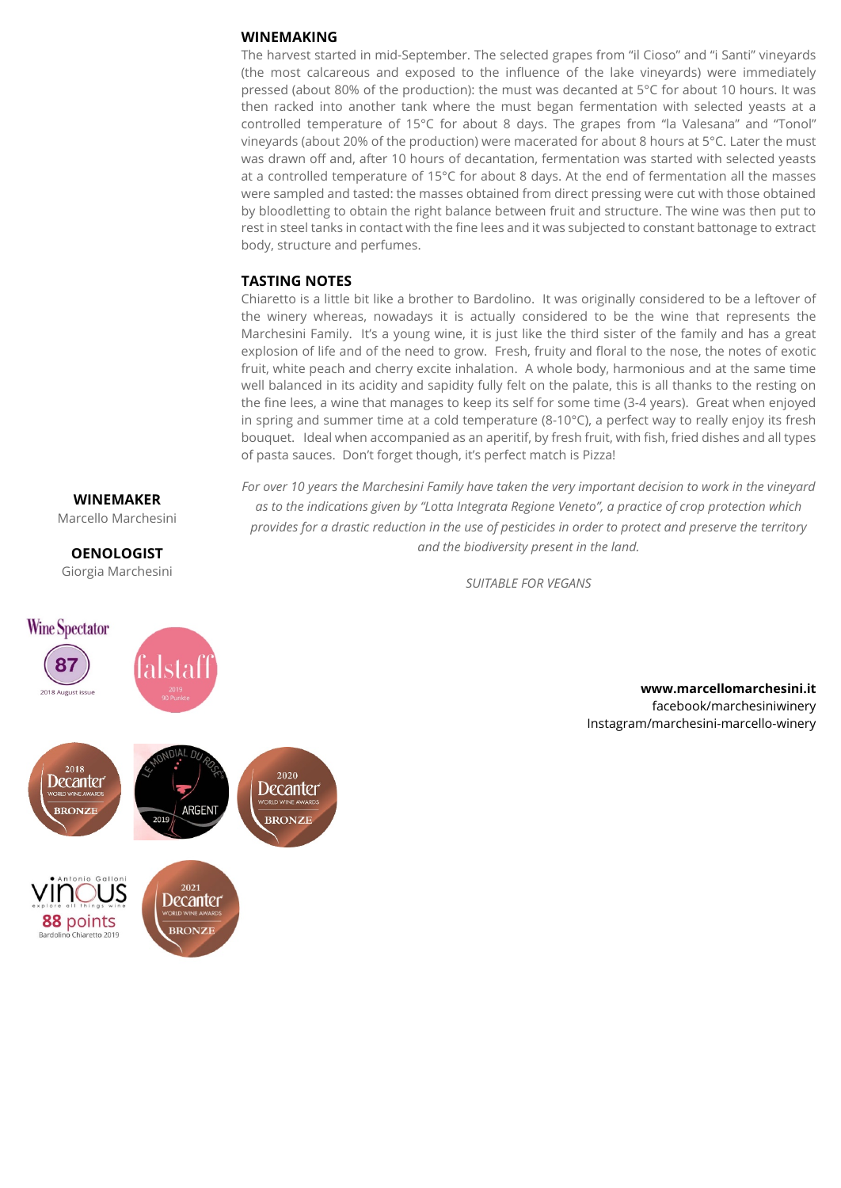## WINEMAKING

The harvest started in mid-September. The selected grapes from "il Cioso" and "i Santi" vineyards (the most calcareous and exposed to the influence of the lake vineyards) were immediately pressed (about 80% of the production): the must was decanted at 5°C for about 10 hours. It was then racked into another tank where the must began fermentation with selected yeasts at a controlled temperature of 15°C for about 8 days. The grapes from "la Valesana" and "Tonol" vineyards (about 20% of the production) were macerated for about 8 hours at 5°C. Later the must was drawn off and, after 10 hours of decantation, fermentation was started with selected yeasts at a controlled temperature of 15°C for about 8 days. At the end of fermentation all the masses were sampled and tasted: the masses obtained from direct pressing were cut with those obtained by bloodletting to obtain the right balance between fruit and structure. The wine was then put to rest in steel tanks in contact with the fine lees and it was subjected to constant battonage to extract body, structure and perfumes.

## TASTING NOTES

Chiaretto is a little bit like a brother to Bardolino. It was originally considered to be a leftover of the winery whereas, nowadays it is actually considered to be the wine that represents the Marchesini Family. It's a young wine, it is just like the third sister of the family and has a great explosion of life and of the need to grow. Fresh, fruity and floral to the nose, the notes of exotic fruit, white peach and cherry excite inhalation. A whole body, harmonious and at the same time well balanced in its acidity and sapidity fully felt on the palate, this is all thanks to the resting on the fine lees, a wine that manages to keep its self for some time (3-4 years). Great when enjoyed in spring and summer time at a cold temperature (8-10°C), a perfect way to really enjoy its fresh bouquet. Ideal when accompanied as an aperitif, by fresh fruit, with fish, fried dishes and all types of pasta sauces. Don't forget though, it's perfect match is Pizza!

*For over 10 years the Marchesini Family have taken the very important decision to work in the vineyard as to the indications given by "Lotta Integrata Regione Veneto", a practice of crop protection which provides for a drastic reduction in the use of pesticides in order to protect and preserve the territory and the biodiversity present in the land.*

*SUITABLE FOR VEGANS*

**WINEMAKER**
Marcello Marchesini

**OENOLOGIST**
Giorgia Marchesini

Wine Spectator
87
2018 August issue

falstaff
2019
90 Punkte

2018 Decanter World Wine Awards BRONZE

Le Mondial du Rosé 2019 ARGENT

2020 Decanter World Wine Awards BRONZE

Antonio Galloni Vinous explore all things wine
88 points
Bardolino Chiaretto 2019

2021 Decanter World Wine Awards BRONZE

**www.marcellomarchesini.it**
facebook/marchesiniwinery
Instagram/marchesini-marcello-winery